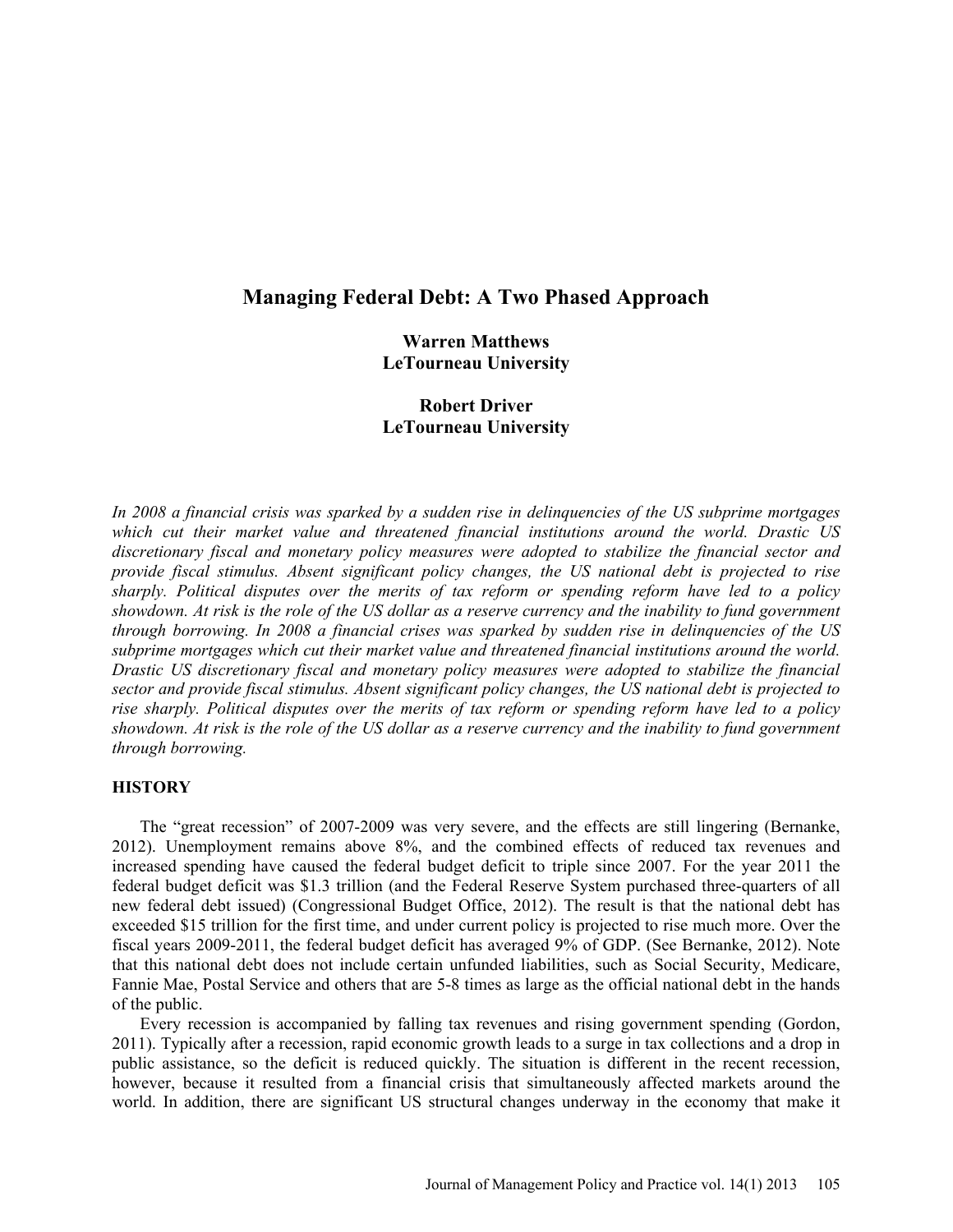# Managing Federal Debt: A Two Phased Approach

**Warren Matthews**
**LeTourneau University**

**Robert Driver**
**LeTourneau University**

*In 2008 a financial crisis was sparked by a sudden rise in delinquencies of the US subprime mortgages which cut their market value and threatened financial institutions around the world. Drastic US discretionary fiscal and monetary policy measures were adopted to stabilize the financial sector and provide fiscal stimulus. Absent significant policy changes, the US national debt is projected to rise sharply. Political disputes over the merits of tax reform or spending reform have led to a policy showdown. At risk is the role of the US dollar as a reserve currency and the inability to fund government through borrowing. In 2008 a financial crises was sparked by sudden rise in delinquencies of the US subprime mortgages which cut their market value and threatened financial institutions around the world. Drastic US discretionary fiscal and monetary policy measures were adopted to stabilize the financial sector and provide fiscal stimulus. Absent significant policy changes, the US national debt is projected to rise sharply. Political disputes over the merits of tax reform or spending reform have led to a policy showdown. At risk is the role of the US dollar as a reserve currency and the inability to fund government through borrowing.*

## HISTORY

The "great recession" of 2007-2009 was very severe, and the effects are still lingering (Bernanke, 2012). Unemployment remains above 8%, and the combined effects of reduced tax revenues and increased spending have caused the federal budget deficit to triple since 2007. For the year 2011 the federal budget deficit was $1.3 trillion (and the Federal Reserve System purchased three-quarters of all new federal debt issued) (Congressional Budget Office, 2012). The result is that the national debt has exceeded $15 trillion for the first time, and under current policy is projected to rise much more. Over the fiscal years 2009-2011, the federal budget deficit has averaged 9% of GDP. (See Bernanke, 2012). Note that this national debt does not include certain unfunded liabilities, such as Social Security, Medicare, Fannie Mae, Postal Service and others that are 5-8 times as large as the official national debt in the hands of the public.

Every recession is accompanied by falling tax revenues and rising government spending (Gordon, 2011). Typically after a recession, rapid economic growth leads to a surge in tax collections and a drop in public assistance, so the deficit is reduced quickly. The situation is different in the recent recession, however, because it resulted from a financial crisis that simultaneously affected markets around the world. In addition, there are significant US structural changes underway in the economy that make it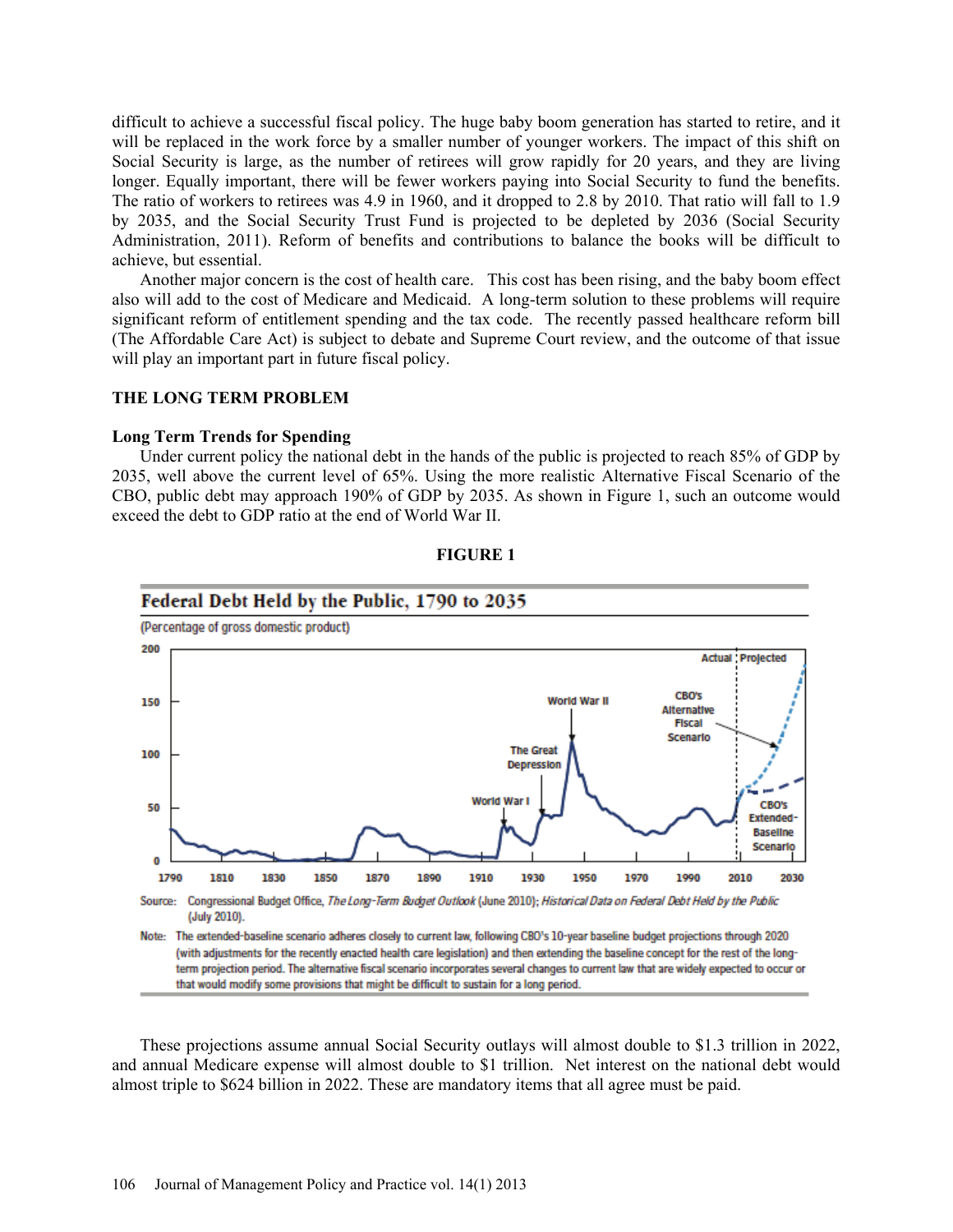difficult to achieve a successful fiscal policy. The huge baby boom generation has started to retire, and it will be replaced in the work force by a smaller number of younger workers. The impact of this shift on Social Security is large, as the number of retirees will grow rapidly for 20 years, and they are living longer. Equally important, there will be fewer workers paying into Social Security to fund the benefits. The ratio of workers to retirees was 4.9 in 1960, and it dropped to 2.8 by 2010. That ratio will fall to 1.9 by 2035, and the Social Security Trust Fund is projected to be depleted by 2036 (Social Security Administration, 2011). Reform of benefits and contributions to balance the books will be difficult to achieve, but essential.

Another major concern is the cost of health care. This cost has been rising, and the baby boom effect also will add to the cost of Medicare and Medicaid. A long-term solution to these problems will require significant reform of entitlement spending and the tax code. The recently passed healthcare reform bill (The Affordable Care Act) is subject to debate and Supreme Court review, and the outcome of that issue will play an important part in future fiscal policy.

## THE LONG TERM PROBLEM

### Long Term Trends for Spending

Under current policy the national debt in the hands of the public is projected to reach 85% of GDP by 2035, well above the current level of 65%. Using the more realistic Alternative Fiscal Scenario of the CBO, public debt may approach 190% of GDP by 2035. As shown in Figure 1, such an outcome would exceed the debt to GDP ratio at the end of World War II.

**FIGURE 1**

**Federal Debt Held by the Public, 1790 to 2035**

(Percentage of gross domestic product)

Source: Congressional Budget Office, *The Long-Term Budget Outlook* (June 2010); *Historical Data on Federal Debt Held by the Public* (July 2010).

Note: The extended-baseline scenario adheres closely to current law, following CBO's 10-year baseline budget projections through 2020 (with adjustments for the recently enacted health care legislation) and then extending the baseline concept for the rest of the long-term projection period. The alternative fiscal scenario incorporates several changes to current law that are widely expected to occur or that would modify some provisions that might be difficult to sustain for a long period.

These projections assume annual Social Security outlays will almost double to $1.3 trillion in 2022, and annual Medicare expense will almost double to $1 trillion. Net interest on the national debt would almost triple to $624 billion in 2022. These are mandatory items that all agree must be paid.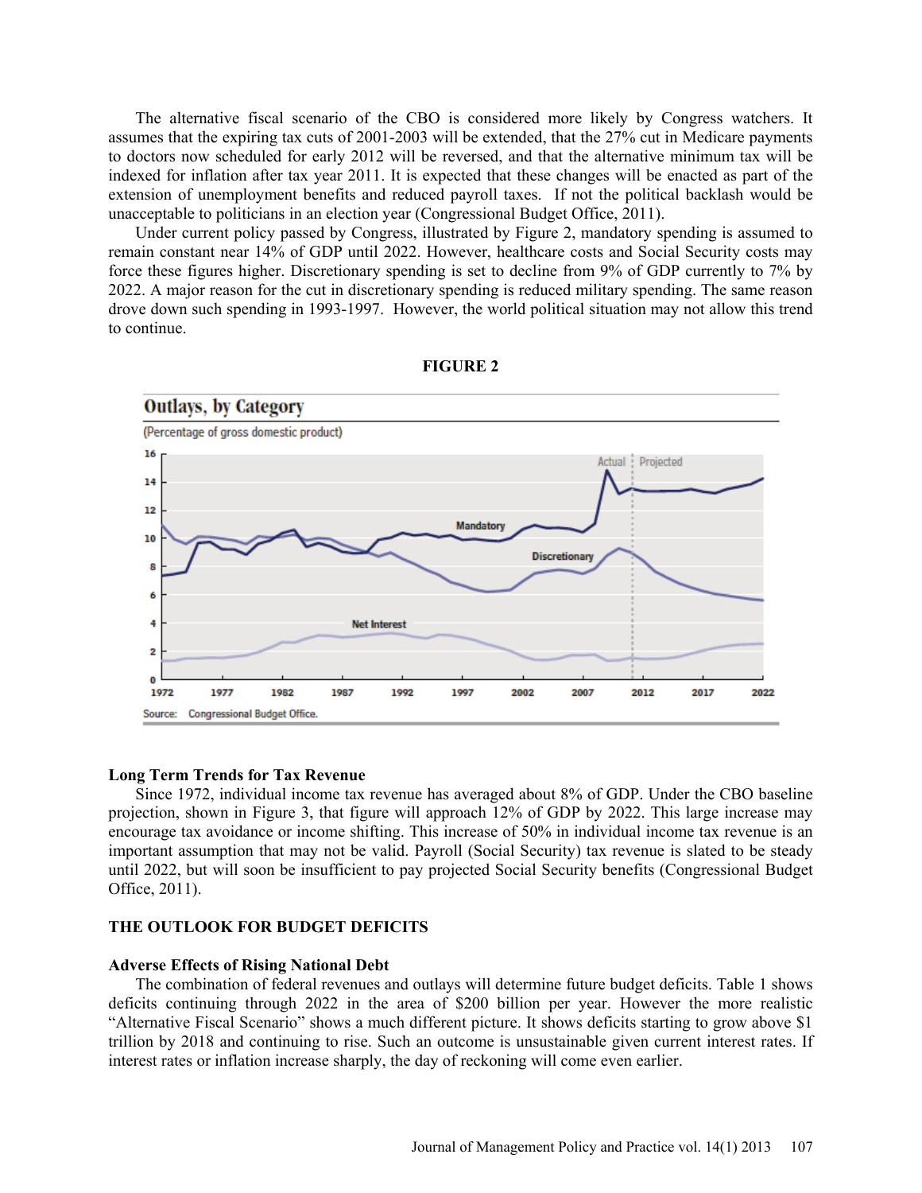The alternative fiscal scenario of the CBO is considered more likely by Congress watchers. It assumes that the expiring tax cuts of 2001-2003 will be extended, that the 27% cut in Medicare payments to doctors now scheduled for early 2012 will be reversed, and that the alternative minimum tax will be indexed for inflation after tax year 2011. It is expected that these changes will be enacted as part of the extension of unemployment benefits and reduced payroll taxes. If not the political backlash would be unacceptable to politicians in an election year (Congressional Budget Office, 2011).

Under current policy passed by Congress, illustrated by Figure 2, mandatory spending is assumed to remain constant near 14% of GDP until 2022. However, healthcare costs and Social Security costs may force these figures higher. Discretionary spending is set to decline from 9% of GDP currently to 7% by 2022. A major reason for the cut in discretionary spending is reduced military spending. The same reason drove down such spending in 1993-1997. However, the world political situation may not allow this trend to continue.

**FIGURE 2**

**Outlays, by Category**

(Percentage of gross domestic product)

Source: Congressional Budget Office.

### Long Term Trends for Tax Revenue

Since 1972, individual income tax revenue has averaged about 8% of GDP. Under the CBO baseline projection, shown in Figure 3, that figure will approach 12% of GDP by 2022. This large increase may encourage tax avoidance or income shifting. This increase of 50% in individual income tax revenue is an important assumption that may not be valid. Payroll (Social Security) tax revenue is slated to be steady until 2022, but will soon be insufficient to pay projected Social Security benefits (Congressional Budget Office, 2011).

## THE OUTLOOK FOR BUDGET DEFICITS

### Adverse Effects of Rising National Debt

The combination of federal revenues and outlays will determine future budget deficits. Table 1 shows deficits continuing through 2022 in the area of $200 billion per year. However the more realistic "Alternative Fiscal Scenario" shows a much different picture. It shows deficits starting to grow above $1 trillion by 2018 and continuing to rise. Such an outcome is unsustainable given current interest rates. If interest rates or inflation increase sharply, the day of reckoning will come even earlier.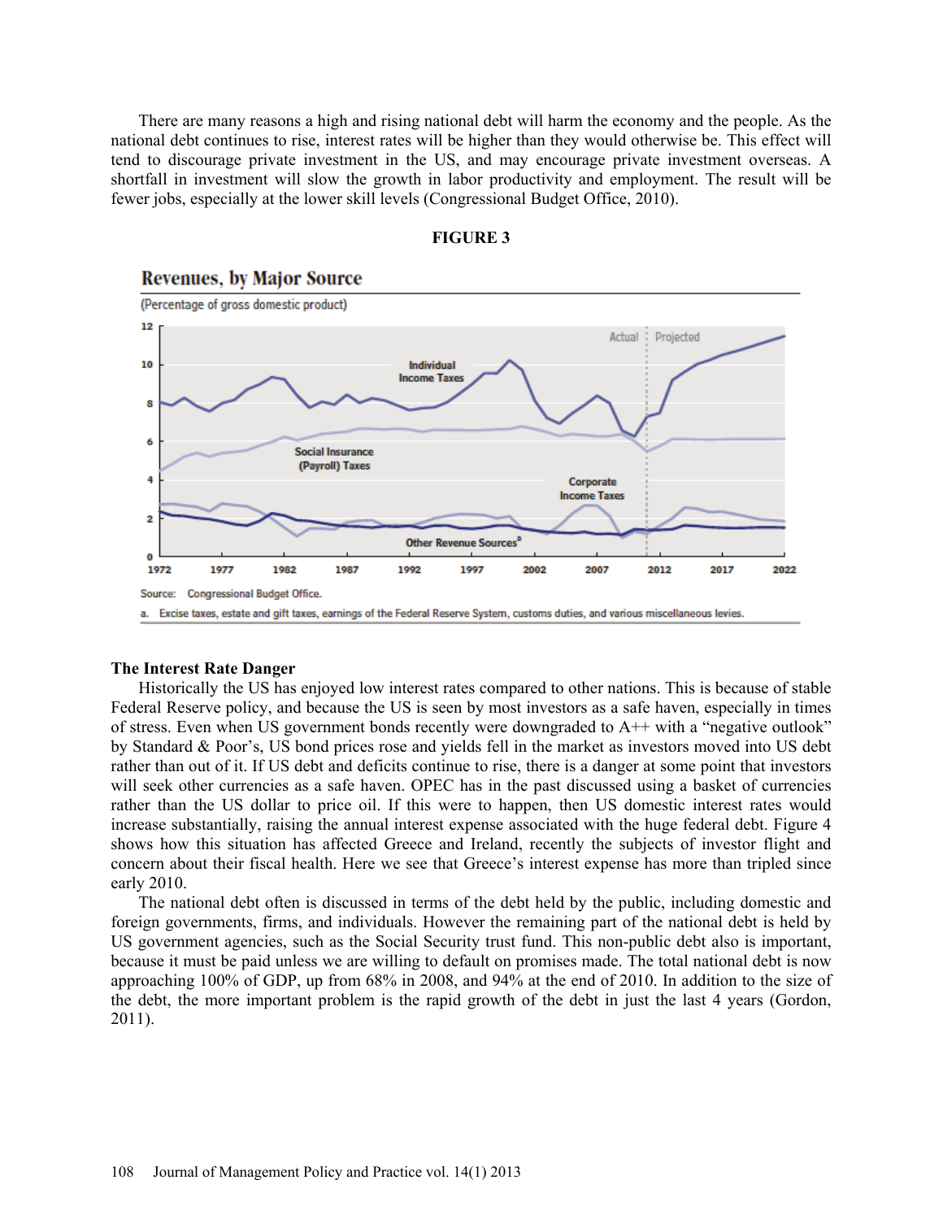There are many reasons a high and rising national debt will harm the economy and the people. As the national debt continues to rise, interest rates will be higher than they would otherwise be. This effect will tend to discourage private investment in the US, and may encourage private investment overseas. A shortfall in investment will slow the growth in labor productivity and employment. The result will be fewer jobs, especially at the lower skill levels (Congressional Budget Office, 2010).

**FIGURE 3**

**Revenues, by Major Source**

(Percentage of gross domestic product)

Source: Congressional Budget Office.

a. Excise taxes, estate and gift taxes, earnings of the Federal Reserve System, customs duties, and various miscellaneous levies.

### The Interest Rate Danger

Historically the US has enjoyed low interest rates compared to other nations. This is because of stable Federal Reserve policy, and because the US is seen by most investors as a safe haven, especially in times of stress. Even when US government bonds recently were downgraded to A++ with a "negative outlook" by Standard & Poor's, US bond prices rose and yields fell in the market as investors moved into US debt rather than out of it. If US debt and deficits continue to rise, there is a danger at some point that investors will seek other currencies as a safe haven. OPEC has in the past discussed using a basket of currencies rather than the US dollar to price oil. If this were to happen, then US domestic interest rates would increase substantially, raising the annual interest expense associated with the huge federal debt. Figure 4 shows how this situation has affected Greece and Ireland, recently the subjects of investor flight and concern about their fiscal health. Here we see that Greece's interest expense has more than tripled since early 2010.

The national debt often is discussed in terms of the debt held by the public, including domestic and foreign governments, firms, and individuals. However the remaining part of the national debt is held by US government agencies, such as the Social Security trust fund. This non-public debt also is important, because it must be paid unless we are willing to default on promises made. The total national debt is now approaching 100% of GDP, up from 68% in 2008, and 94% at the end of 2010. In addition to the size of the debt, the more important problem is the rapid growth of the debt in just the last 4 years (Gordon, 2011).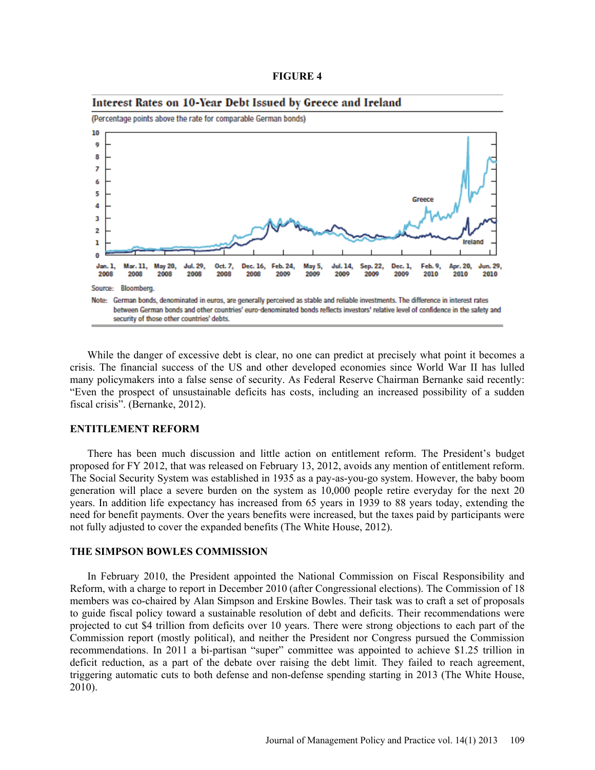**FIGURE 4**

**Interest Rates on 10-Year Debt Issued by Greece and Ireland**

(Percentage points above the rate for comparable German bonds)

Source: Bloomberg.

Note: German bonds, denominated in euros, are generally perceived as stable and reliable investments. The difference in interest rates between German bonds and other countries' euro-denominated bonds reflects investors' relative level of confidence in the safety and security of those other countries' debts.

While the danger of excessive debt is clear, no one can predict at precisely what point it becomes a crisis. The financial success of the US and other developed economies since World War II has lulled many policymakers into a false sense of security. As Federal Reserve Chairman Bernanke said recently: "Even the prospect of unsustainable deficits has costs, including an increased possibility of a sudden fiscal crisis". (Bernanke, 2012).

## ENTITLEMENT REFORM

There has been much discussion and little action on entitlement reform. The President's budget proposed for FY 2012, that was released on February 13, 2012, avoids any mention of entitlement reform. The Social Security System was established in 1935 as a pay-as-you-go system. However, the baby boom generation will place a severe burden on the system as 10,000 people retire everyday for the next 20 years. In addition life expectancy has increased from 65 years in 1939 to 88 years today, extending the need for benefit payments. Over the years benefits were increased, but the taxes paid by participants were not fully adjusted to cover the expanded benefits (The White House, 2012).

## THE SIMPSON BOWLES COMMISSION

In February 2010, the President appointed the National Commission on Fiscal Responsibility and Reform, with a charge to report in December 2010 (after Congressional elections). The Commission of 18 members was co-chaired by Alan Simpson and Erskine Bowles. Their task was to craft a set of proposals to guide fiscal policy toward a sustainable resolution of debt and deficits. Their recommendations were projected to cut $4 trillion from deficits over 10 years. There were strong objections to each part of the Commission report (mostly political), and neither the President nor Congress pursued the Commission recommendations. In 2011 a bi-partisan "super" committee was appointed to achieve $1.25 trillion in deficit reduction, as a part of the debate over raising the debt limit. They failed to reach agreement, triggering automatic cuts to both defense and non-defense spending starting in 2013 (The White House, 2010).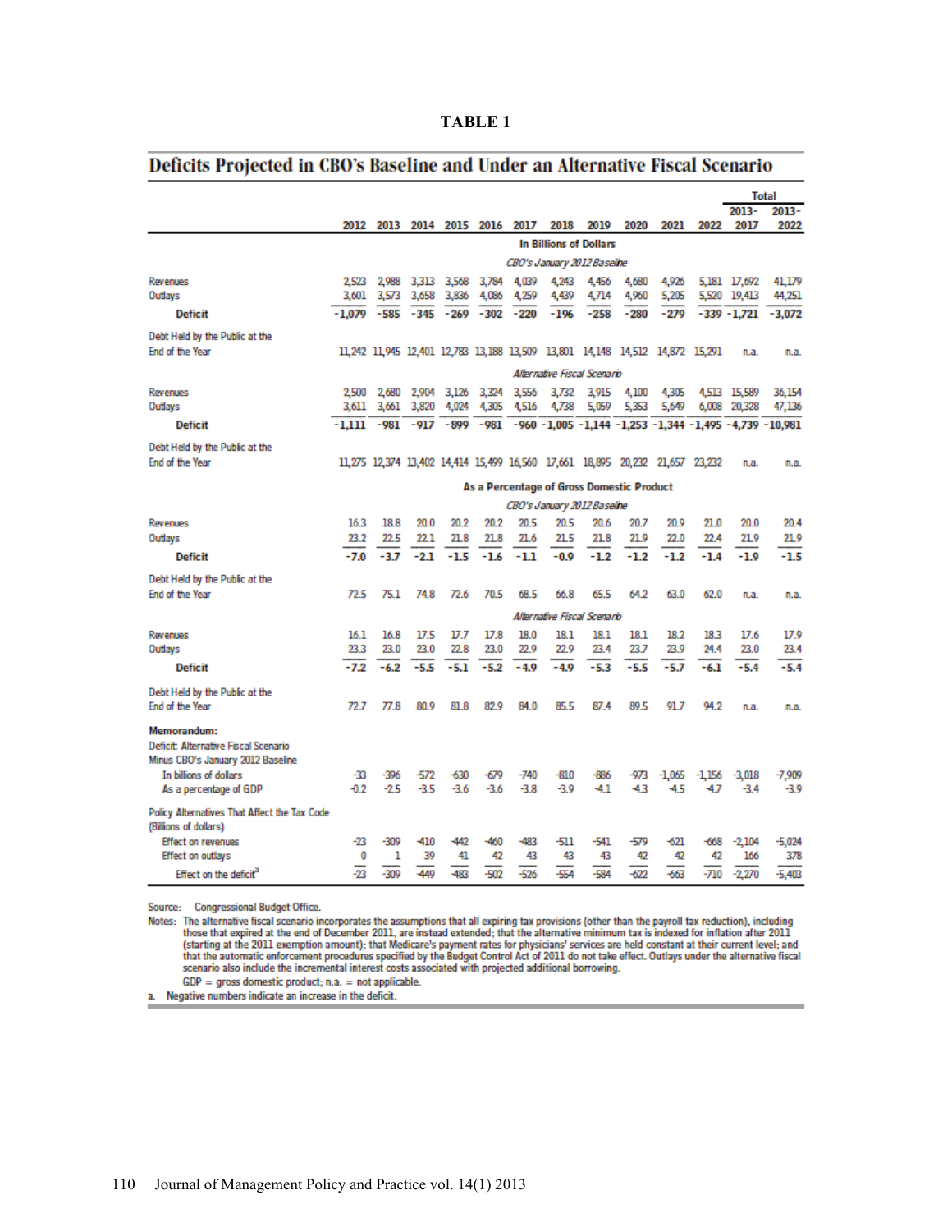**TABLE 1**

## Deficits Projected in CBO's Baseline and Under an Alternative Fiscal Scenario

| | 2012 | 2013 | 2014 | 2015 | 2016 | 2017 | 2018 | 2019 | 2020 | 2021 | 2022 | Total 2013-2017 | Total 2013-2022 |
|---|---|---|---|---|---|---|---|---|---|---|---|---|---|
| **In Billions of Dollars** | | | | | | | | | | | | | |
| *CBO's January 2012 Baseline* | | | | | | | | | | | | | |
| Revenues | 2,523 | 2,988 | 3,313 | 3,568 | 3,784 | 4,039 | 4,243 | 4,456 | 4,680 | 4,926 | 5,181 | 17,692 | 41,179 |
| Outlays | 3,601 | 3,573 | 3,658 | 3,836 | 4,086 | 4,259 | 4,439 | 4,714 | 4,960 | 5,205 | 5,520 | 19,413 | 44,251 |
| **Deficit** | -1,079 | -585 | -345 | -269 | -302 | -220 | -196 | -258 | -280 | -279 | -339 | -1,721 | -3,072 |
| Debt Held by the Public at the End of the Year | 11,242 | 11,945 | 12,401 | 12,783 | 13,188 | 13,509 | 13,801 | 14,148 | 14,512 | 14,872 | 15,291 | n.a. | n.a. |
| *Alternative Fiscal Scenario* | | | | | | | | | | | | | |
| Revenues | 2,500 | 2,680 | 2,904 | 3,126 | 3,324 | 3,556 | 3,732 | 3,915 | 4,100 | 4,305 | 4,513 | 15,589 | 36,154 |
| Outlays | 3,611 | 3,661 | 3,820 | 4,024 | 4,305 | 4,516 | 4,738 | 5,059 | 5,353 | 5,649 | 6,008 | 20,328 | 47,136 |
| **Deficit** | -1,111 | -981 | -917 | -899 | -981 | -960 | -1,005 | -1,144 | -1,253 | -1,344 | -1,495 | -4,739 | -10,981 |
| Debt Held by the Public at the End of the Year | 11,275 | 12,374 | 13,402 | 14,414 | 15,499 | 16,560 | 17,661 | 18,895 | 20,232 | 21,657 | 23,232 | n.a. | n.a. |
| **As a Percentage of Gross Domestic Product** | | | | | | | | | | | | | |
| *CBO's January 2012 Baseline* | | | | | | | | | | | | | |
| Revenues | 16.3 | 18.8 | 20.0 | 20.2 | 20.2 | 20.5 | 20.5 | 20.6 | 20.7 | 20.9 | 21.0 | 20.0 | 20.4 |
| Outlays | 23.2 | 22.5 | 22.1 | 21.8 | 21.8 | 21.6 | 21.5 | 21.8 | 21.9 | 22.0 | 22.4 | 21.9 | 21.9 |
| **Deficit** | -7.0 | -3.7 | -2.1 | -1.5 | -1.6 | -1.1 | -0.9 | -1.2 | -1.2 | -1.2 | -1.4 | -1.9 | -1.5 |
| Debt Held by the Public at the End of the Year | 72.5 | 75.1 | 74.8 | 72.6 | 70.5 | 68.5 | 66.8 | 65.5 | 64.2 | 63.0 | 62.0 | n.a. | n.a. |
| *Alternative Fiscal Scenario* | | | | | | | | | | | | | |
| Revenues | 16.1 | 16.8 | 17.5 | 17.7 | 17.8 | 18.0 | 18.1 | 18.1 | 18.1 | 18.2 | 18.3 | 17.6 | 17.9 |
| Outlays | 23.3 | 23.0 | 23.0 | 22.8 | 23.0 | 22.9 | 22.9 | 23.4 | 23.7 | 23.9 | 24.4 | 23.0 | 23.4 |
| **Deficit** | -7.2 | -6.2 | -5.5 | -5.1 | -5.2 | -4.9 | -4.9 | -5.3 | -5.5 | -5.7 | -6.1 | -5.4 | -5.4 |
| Debt Held by the Public at the End of the Year | 72.7 | 77.8 | 80.9 | 81.8 | 82.9 | 84.0 | 85.5 | 87.4 | 89.5 | 91.7 | 94.2 | n.a. | n.a. |
| **Memorandum:** | | | | | | | | | | | | | |
| Deficit: Alternative Fiscal Scenario Minus CBO's January 2012 Baseline | | | | | | | | | | | | | |
| In billions of dollars | -33 | -396 | -572 | -630 | -679 | -740 | -810 | -886 | -973 | -1,065 | -1,156 | -3,018 | -7,909 |
| As a percentage of GDP | -0.2 | -2.5 | -3.5 | -3.6 | -3.6 | -3.8 | -3.9 | -4.1 | -4.3 | -4.5 | -4.7 | -3.4 | -3.9 |
| Policy Alternatives That Affect the Tax Code (Billions of dollars) | | | | | | | | | | | | | |
| Effect on revenues | -23 | -309 | -410 | -442 | -460 | -483 | -511 | -541 | -579 | -621 | -668 | -2,104 | -5,024 |
| Effect on outlays | 0 | 1 | 39 | 41 | 42 | 43 | 43 | 43 | 42 | 42 | 42 | 166 | 378 |
| Effect on the deficit[a] | -23 | -309 | -449 | -483 | -502 | -526 | -554 | -584 | -622 | -663 | -710 | -2,270 | -5,403 |

Source: Congressional Budget Office.

Notes: The alternative fiscal scenario incorporates the assumptions that all expiring tax provisions (other than the payroll tax reduction), including those that expired at the end of December 2011, are instead extended; that the alternative minimum tax is indexed for inflation after 2011 (starting at the 2011 exemption amount); that Medicare's payment rates for physicians' services are held constant at their current level; and that the automatic enforcement procedures specified by the Budget Control Act of 2011 do not take effect. Outlays under the alternative fiscal scenario also include the incremental interest costs associated with projected additional borrowing.

GDP = gross domestic product; n.a. = not applicable.

a. Negative numbers indicate an increase in the deficit.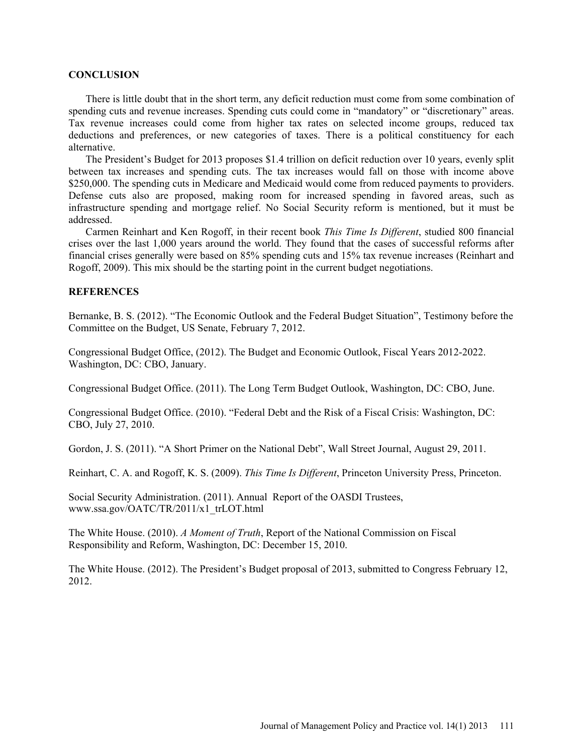## CONCLUSION

There is little doubt that in the short term, any deficit reduction must come from some combination of spending cuts and revenue increases. Spending cuts could come in "mandatory" or "discretionary" areas. Tax revenue increases could come from higher tax rates on selected income groups, reduced tax deductions and preferences, or new categories of taxes. There is a political constituency for each alternative.

The President's Budget for 2013 proposes $1.4 trillion on deficit reduction over 10 years, evenly split between tax increases and spending cuts. The tax increases would fall on those with income above $250,000. The spending cuts in Medicare and Medicaid would come from reduced payments to providers. Defense cuts also are proposed, making room for increased spending in favored areas, such as infrastructure spending and mortgage relief. No Social Security reform is mentioned, but it must be addressed.

Carmen Reinhart and Ken Rogoff, in their recent book *This Time Is Different*, studied 800 financial crises over the last 1,000 years around the world. They found that the cases of successful reforms after financial crises generally were based on 85% spending cuts and 15% tax revenue increases (Reinhart and Rogoff, 2009). This mix should be the starting point in the current budget negotiations.

## REFERENCES

Bernanke, B. S. (2012). "The Economic Outlook and the Federal Budget Situation", Testimony before the Committee on the Budget, US Senate, February 7, 2012.

Congressional Budget Office, (2012). The Budget and Economic Outlook, Fiscal Years 2012-2022. Washington, DC: CBO, January.

Congressional Budget Office. (2011). The Long Term Budget Outlook, Washington, DC: CBO, June.

Congressional Budget Office. (2010). "Federal Debt and the Risk of a Fiscal Crisis: Washington, DC: CBO, July 27, 2010.

Gordon, J. S. (2011). "A Short Primer on the National Debt", Wall Street Journal, August 29, 2011.

Reinhart, C. A. and Rogoff, K. S. (2009). *This Time Is Different*, Princeton University Press, Princeton.

Social Security Administration. (2011). Annual Report of the OASDI Trustees, www.ssa.gov/OATC/TR/2011/x1_trLOT.html

The White House. (2010). *A Moment of Truth*, Report of the National Commission on Fiscal Responsibility and Reform, Washington, DC: December 15, 2010.

The White House. (2012). The President's Budget proposal of 2013, submitted to Congress February 12, 2012.